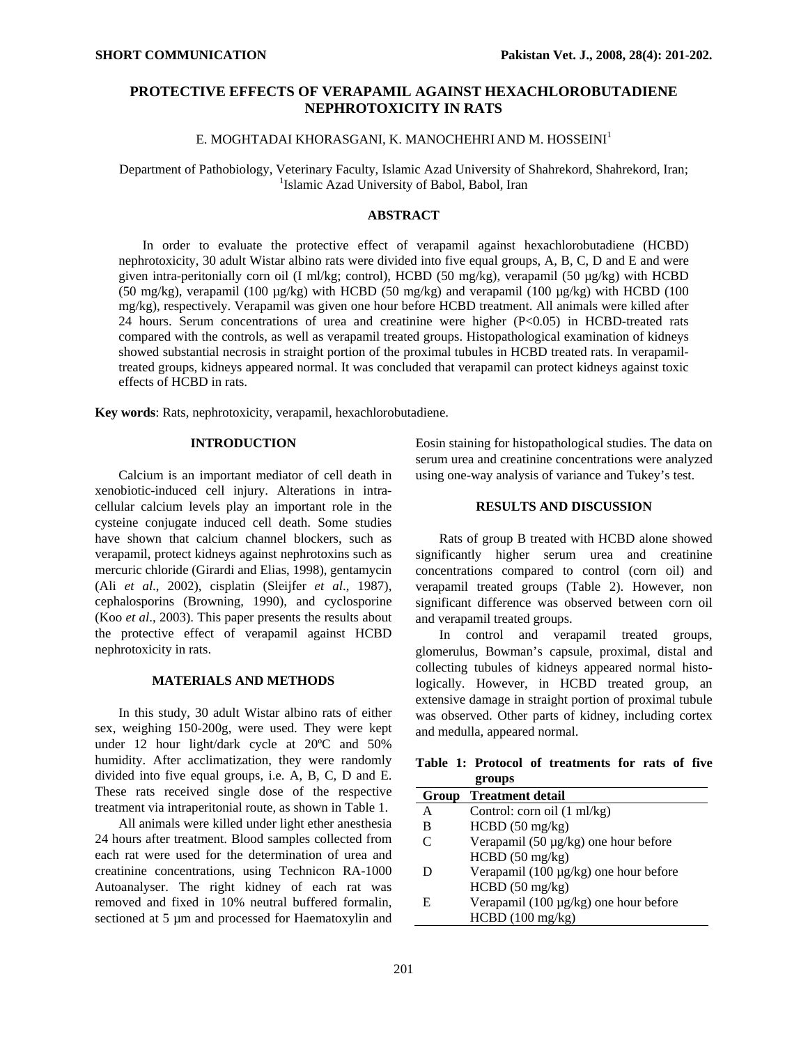SHORT COMMUNICATION

# PROTECTIVE EFFECTS OF VERAPAMIL AGAINST HEXACHLOROBUTADIENE NEPHROTOXICITY IN RATS

E. MOGHTADAI KHORASGANI, K. MANOCHEHRI AND M. HOSSEINI[1]

Department of Pathobiology, Veterinary Faculty, Islamic Azad University of Shahrekord, Shahrekord, Iran; [1]Islamic Azad University of Babol, Babol, Iran

## ABSTRACT

In order to evaluate the protective effect of verapamil against hexachlorobutadiene (HCBD) nephrotoxicity, 30 adult Wistar albino rats were divided into five equal groups, A, B, C, D and E and were given intra-peritonially corn oil (I ml/kg; control), HCBD (50 mg/kg), verapamil (50 µg/kg) with HCBD (50 mg/kg), verapamil (100 µg/kg) with HCBD (50 mg/kg) and verapamil (100 µg/kg) with HCBD (100 mg/kg), respectively. Verapamil was given one hour before HCBD treatment. All animals were killed after 24 hours. Serum concentrations of urea and creatinine were higher ($P<0.05$) in HCBD-treated rats compared with the controls, as well as verapamil treated groups. Histopathological examination of kidneys showed substantial necrosis in straight portion of the proximal tubules in HCBD treated rats. In verapamil-treated groups, kidneys appeared normal. It was concluded that verapamil can protect kidneys against toxic effects of HCBD in rats.

**Key words**: Rats, nephrotoxicity, verapamil, hexachlorobutadiene.

## INTRODUCTION

Calcium is an important mediator of cell death in xenobiotic-induced cell injury. Alterations in intra-cellular calcium levels play an important role in the cysteine conjugate induced cell death. Some studies have shown that calcium channel blockers, such as verapamil, protect kidneys against nephrotoxins such as mercuric chloride (Girardi and Elias, 1998), gentamycin (Ali *et al*., 2002), cisplatin (Sleijfer *et al*., 1987), cephalosporins (Browning, 1990), and cyclosporine (Koo *et al*., 2003). This paper presents the results about the protective effect of verapamil against HCBD nephrotoxicity in rats.

## MATERIALS AND METHODS

In this study, 30 adult Wistar albino rats of either sex, weighing 150-200g, were used. They were kept under 12 hour light/dark cycle at 20ºC and 50% humidity. After acclimatization, they were randomly divided into five equal groups, i.e. A, B, C, D and E. These rats received single dose of the respective treatment via intraperitonial route, as shown in Table 1.

All animals were killed under light ether anesthesia 24 hours after treatment. Blood samples collected from each rat were used for the determination of urea and creatinine concentrations, using Technicon RA-1000 Autoanalyser. The right kidney of each rat was removed and fixed in 10% neutral buffered formalin, sectioned at 5 µm and processed for Haematoxylin and Eosin staining for histopathological studies. The data on serum urea and creatinine concentrations were analyzed using one-way analysis of variance and Tukey's test.

## RESULTS AND DISCUSSION

Rats of group B treated with HCBD alone showed significantly higher serum urea and creatinine concentrations compared to control (corn oil) and verapamil treated groups (Table 2). However, non significant difference was observed between corn oil and verapamil treated groups.

In control and verapamil treated groups, glomerulus, Bowman's capsule, proximal, distal and collecting tubules of kidneys appeared normal histologically. However, in HCBD treated group, an extensive damage in straight portion of proximal tubule was observed. Other parts of kidney, including cortex and medulla, appeared normal.

**Table 1: Protocol of treatments for rats of five groups**

| Group | Treatment detail |
|---|---|
| A | Control: corn oil (1 ml/kg) |
| B | HCBD (50 mg/kg) |
| C | Verapamil (50 µg/kg) one hour before HCBD (50 mg/kg) |
| D | Verapamil (100 µg/kg) one hour before HCBD (50 mg/kg) |
| E | Verapamil (100 µg/kg) one hour before HCBD (100 mg/kg) |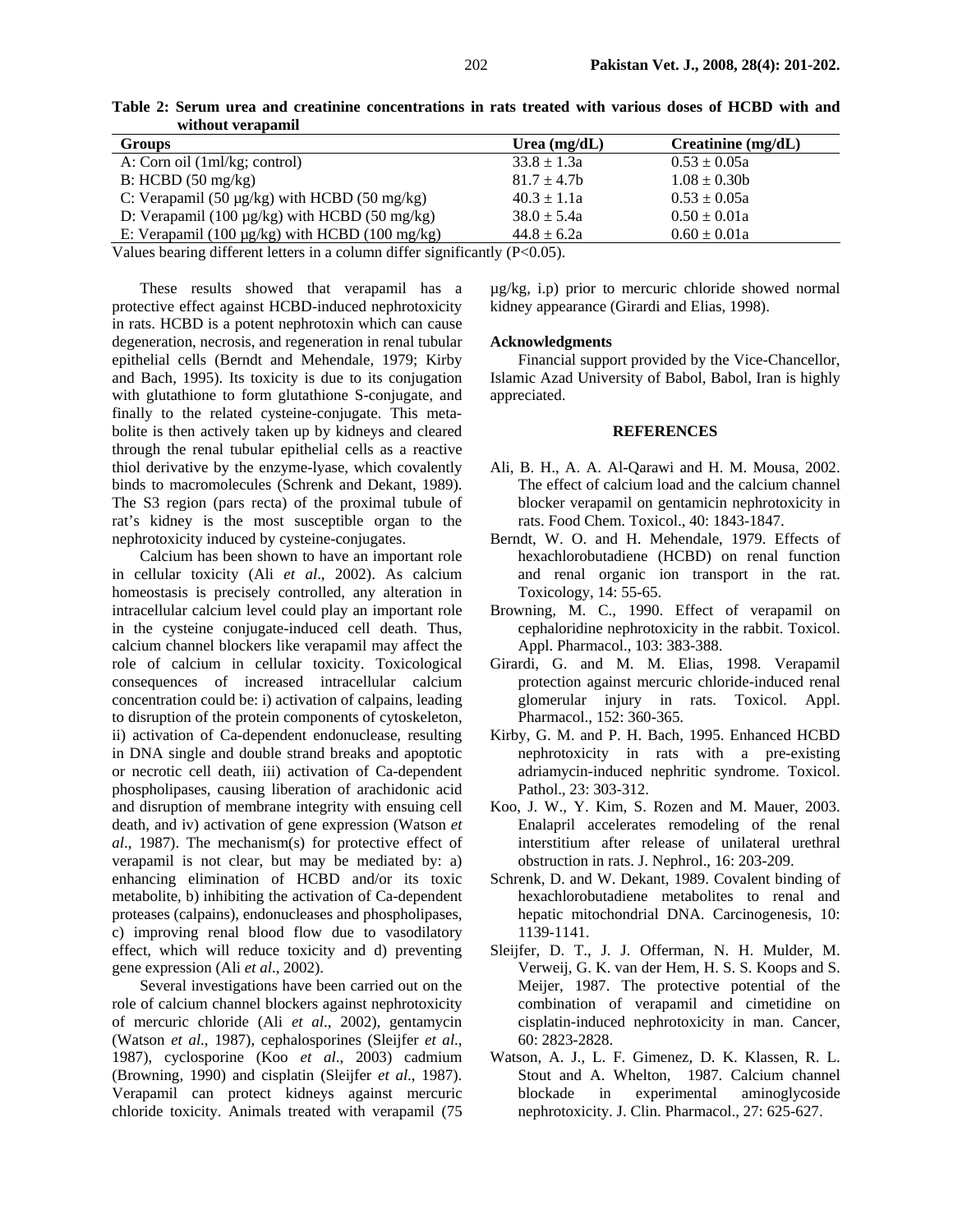**Table 2: Serum urea and creatinine concentrations in rats treated with various doses of HCBD with and without verapamil**

| Groups | Urea (mg/dL) | Creatinine (mg/dL) |
|---|---|---|
| A: Corn oil (1ml/kg; control) | 33.8 ± 1.3a | 0.53 ± 0.05a |
| B: HCBD (50 mg/kg) | 81.7 ± 4.7b | 1.08 ± 0.30b |
| C: Verapamil (50 µg/kg) with HCBD (50 mg/kg) | 40.3 ± 1.1a | 0.53 ± 0.05a |
| D: Verapamil (100 µg/kg) with HCBD (50 mg/kg) | 38.0 ± 5.4a | 0.50 ± 0.01a |
| E: Verapamil (100 µg/kg) with HCBD (100 mg/kg) | 44.8 ± 6.2a | 0.60 ± 0.01a |

Values bearing different letters in a column differ significantly ($P<0.05$).

These results showed that verapamil has a protective effect against HCBD-induced nephrotoxicity in rats. HCBD is a potent nephrotoxin which can cause degeneration, necrosis, and regeneration in renal tubular epithelial cells (Berndt and Mehendale, 1979; Kirby and Bach, 1995). Its toxicity is due to its conjugation with glutathione to form glutathione S-conjugate, and finally to the related cysteine-conjugate. This metabolite is then actively taken up by kidneys and cleared through the renal tubular epithelial cells as a reactive thiol derivative by the enzyme-lyase, which covalently binds to macromolecules (Schrenk and Dekant, 1989). The S3 region (pars recta) of the proximal tubule of rat's kidney is the most susceptible organ to the nephrotoxicity induced by cysteine-conjugates.

Calcium has been shown to have an important role in cellular toxicity (Ali *et al*., 2002). As calcium homeostasis is precisely controlled, any alteration in intracellular calcium level could play an important role in the cysteine conjugate-induced cell death. Thus, calcium channel blockers like verapamil may affect the role of calcium in cellular toxicity. Toxicological consequences of increased intracellular calcium concentration could be: i) activation of calpains, leading to disruption of the protein components of cytoskeleton, ii) activation of Ca-dependent endonuclease, resulting in DNA single and double strand breaks and apoptotic or necrotic cell death, iii) activation of Ca-dependent phospholipases, causing liberation of arachidonic acid and disruption of membrane integrity with ensuing cell death, and iv) activation of gene expression (Watson *et al*., 1987). The mechanism(s) for protective effect of verapamil is not clear, but may be mediated by: a) enhancing elimination of HCBD and/or its toxic metabolite, b) inhibiting the activation of Ca-dependent proteases (calpains), endonucleases and phospholipases, c) improving renal blood flow due to vasodilatory effect, which will reduce toxicity and d) preventing gene expression (Ali *et al*., 2002).

Several investigations have been carried out on the role of calcium channel blockers against nephrotoxicity of mercuric chloride (Ali *et al*., 2002), gentamycin (Watson *et al*., 1987), cephalosporines (Sleijfer *et al*., 1987), cyclosporine (Koo *et al*., 2003) cadmium (Browning, 1990) and cisplatin (Sleijfer *et al*., 1987). Verapamil can protect kidneys against mercuric chloride toxicity. Animals treated with verapamil (75 µg/kg, i.p) prior to mercuric chloride showed normal kidney appearance (Girardi and Elias, 1998).

### Acknowledgments

Financial support provided by the Vice-Chancellor, Islamic Azad University of Babol, Babol, Iran is highly appreciated.

## REFERENCES

Ali, B. H., A. A. Al-Qarawi and H. M. Mousa, 2002. The effect of calcium load and the calcium channel blocker verapamil on gentamicin nephrotoxicity in rats. Food Chem. Toxicol., 40: 1843-1847.

Berndt, W. O. and H. Mehendale, 1979. Effects of hexachlorobutadiene (HCBD) on renal function and renal organic ion transport in the rat. Toxicology, 14: 55-65.

Browning, M. C., 1990. Effect of verapamil on cephaloridine nephrotoxicity in the rabbit. Toxicol. Appl. Pharmacol., 103: 383-388.

Girardi, G. and M. M. Elias, 1998. Verapamil protection against mercuric chloride-induced renal glomerular injury in rats. Toxicol. Appl. Pharmacol., 152: 360-365.

Kirby, G. M. and P. H. Bach, 1995. Enhanced HCBD nephrotoxicity in rats with a pre-existing adriamycin-induced nephritic syndrome. Toxicol. Pathol., 23: 303-312.

Koo, J. W., Y. Kim, S. Rozen and M. Mauer, 2003. Enalapril accelerates remodeling of the renal interstitium after release of unilateral urethral obstruction in rats. J. Nephrol., 16: 203-209.

Schrenk, D. and W. Dekant, 1989. Covalent binding of hexachlorobutadiene metabolites to renal and hepatic mitochondrial DNA. Carcinogenesis, 10: 1139-1141.

Sleijfer, D. T., J. J. Offerman, N. H. Mulder, M. Verweij, G. K. van der Hem, H. S. S. Koops and S. Meijer, 1987. The protective potential of the combination of verapamil and cimetidine on cisplatin-induced nephrotoxicity in man. Cancer, 60: 2823-2828.

Watson, A. J., L. F. Gimenez, D. K. Klassen, R. L. Stout and A. Whelton, 1987. Calcium channel blockade in experimental aminoglycoside nephrotoxicity. J. Clin. Pharmacol., 27: 625-627.